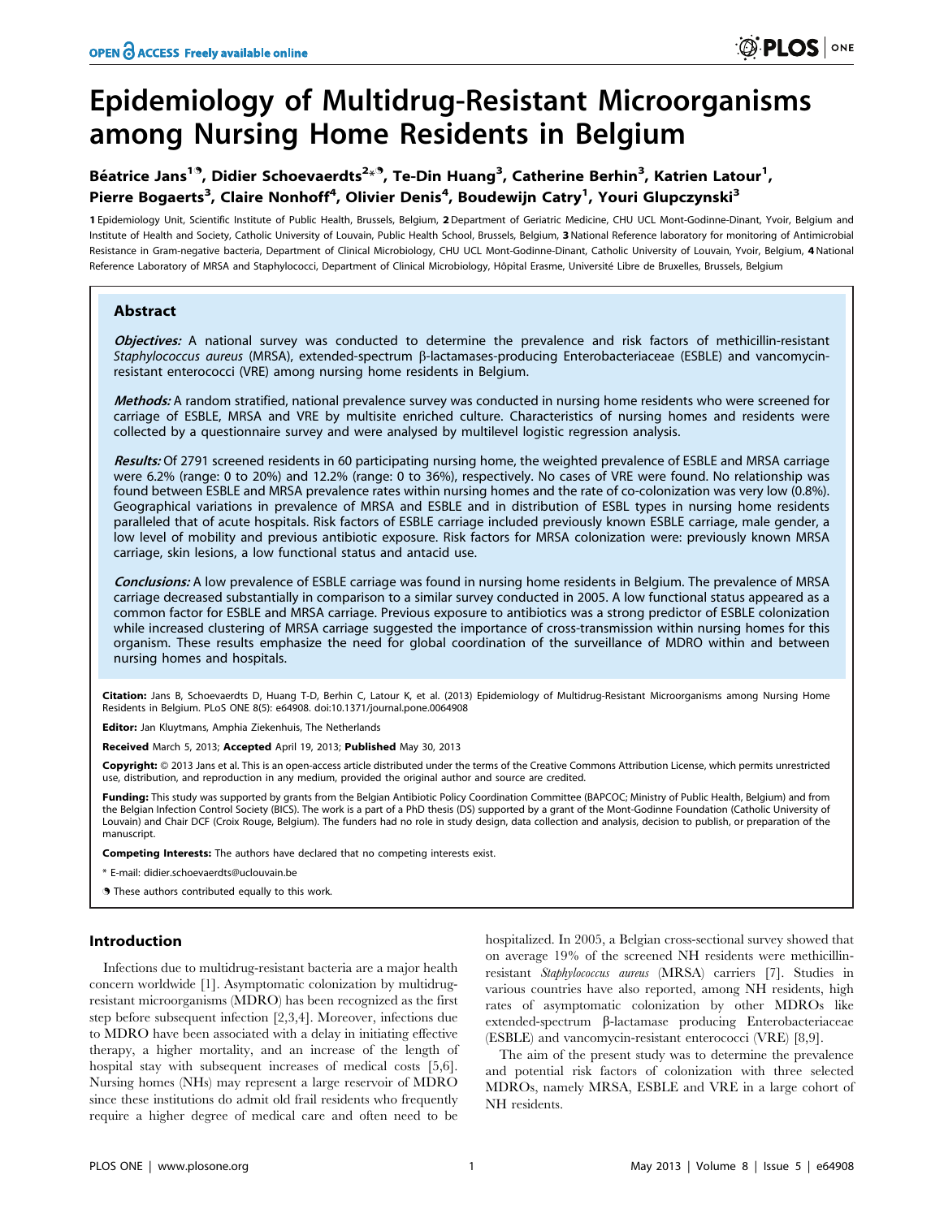# Epidemiology of Multidrug-Resistant Microorganisms among Nursing Home Residents in Belgium

**Béatrice Jans[1¶], Didier Schoevaerdts[2*¶], Te-Din Huang[3], Catherine Berhin[3], Katrien Latour[1], Pierre Bogaerts[3], Claire Nonhoff[4], Olivier Denis[4], Boudewijn Catry[1], Youri Glupczynski[3]**

1 Epidemiology Unit, Scientific Institute of Public Health, Brussels, Belgium, 2 Department of Geriatric Medicine, CHU UCL Mont-Godinne-Dinant, Yvoir, Belgium and Institute of Health and Society, Catholic University of Louvain, Public Health School, Brussels, Belgium, 3 National Reference laboratory for monitoring of Antimicrobial Resistance in Gram-negative bacteria, Department of Clinical Microbiology, CHU UCL Mont-Godinne-Dinant, Catholic University of Louvain, Yvoir, Belgium, 4 National Reference Laboratory of MRSA and Staphylococci, Department of Clinical Microbiology, Hôpital Erasme, Université Libre de Bruxelles, Brussels, Belgium

## Abstract

***Objectives:*** A national survey was conducted to determine the prevalence and risk factors of methicillin-resistant *Staphylococcus aureus* (MRSA), extended-spectrum β-lactamases-producing Enterobacteriaceae (ESBLE) and vancomycin-resistant enterococci (VRE) among nursing home residents in Belgium.

***Methods:*** A random stratified, national prevalence survey was conducted in nursing home residents who were screened for carriage of ESBLE, MRSA and VRE by multisite enriched culture. Characteristics of nursing homes and residents were collected by a questionnaire survey and were analysed by multilevel logistic regression analysis.

***Results:*** Of 2791 screened residents in 60 participating nursing home, the weighted prevalence of ESBLE and MRSA carriage were 6.2% (range: 0 to 20%) and 12.2% (range: 0 to 36%), respectively. No cases of VRE were found. No relationship was found between ESBLE and MRSA prevalence rates within nursing homes and the rate of co-colonization was very low (0.8%). Geographical variations in prevalence of MRSA and ESBLE and in distribution of ESBL types in nursing home residents paralleled that of acute hospitals. Risk factors of ESBLE carriage included previously known ESBLE carriage, male gender, a low level of mobility and previous antibiotic exposure. Risk factors for MRSA colonization were: previously known MRSA carriage, skin lesions, a low functional status and antacid use.

***Conclusions:*** A low prevalence of ESBLE carriage was found in nursing home residents in Belgium. The prevalence of MRSA carriage decreased substantially in comparison to a similar survey conducted in 2005. A low functional status appeared as a common factor for ESBLE and MRSA carriage. Previous exposure to antibiotics was a strong predictor of ESBLE colonization while increased clustering of MRSA carriage suggested the importance of cross-transmission within nursing homes for this organism. These results emphasize the need for global coordination of the surveillance of MDRO within and between nursing homes and hospitals.

**Citation:** Jans B, Schoevaerdts D, Huang T-D, Berhin C, Latour K, et al. (2013) Epidemiology of Multidrug-Resistant Microorganisms among Nursing Home Residents in Belgium. PLoS ONE 8(5): e64908. doi:10.1371/journal.pone.0064908

**Editor:** Jan Kluytmans, Amphia Ziekenhuis, The Netherlands

**Received** March 5, 2013; **Accepted** April 19, 2013; **Published** May 30, 2013

**Copyright:** © 2013 Jans et al. This is an open-access article distributed under the terms of the Creative Commons Attribution License, which permits unrestricted use, distribution, and reproduction in any medium, provided the original author and source are credited.

**Funding:** This study was supported by grants from the Belgian Antibiotic Policy Coordination Committee (BAPCOC; Ministry of Public Health, Belgium) and from the Belgian Infection Control Society (BICS). The work is a part of a PhD thesis (DS) supported by a grant of the Mont-Godinne Foundation (Catholic University of Louvain) and Chair DCF (Croix Rouge, Belgium). The funders had no role in study design, data collection and analysis, decision to publish, or preparation of the manuscript.

**Competing Interests:** The authors have declared that no competing interests exist.

\* E-mail: didier.schoevaerdts@uclouvain.be

¶ These authors contributed equally to this work.

## Introduction

Infections due to multidrug-resistant bacteria are a major health concern worldwide [1]. Asymptomatic colonization by multidrug-resistant microorganisms (MDRO) has been recognized as the first step before subsequent infection [2,3,4]. Moreover, infections due to MDRO have been associated with a delay in initiating effective therapy, a higher mortality, and an increase of the length of hospital stay with subsequent increases of medical costs [5,6]. Nursing homes (NHs) may represent a large reservoir of MDRO since these institutions do admit old frail residents who frequently require a higher degree of medical care and often need to be hospitalized. In 2005, a Belgian cross-sectional survey showed that on average 19% of the screened NH residents were methicillin-resistant *Staphylococcus aureus* (MRSA) carriers [7]. Studies in various countries have also reported, among NH residents, high rates of asymptomatic colonization by other MDROs like extended-spectrum β-lactamase producing Enterobacteriaceae (ESBLE) and vancomycin-resistant enterococci (VRE) [8,9].

The aim of the present study was to determine the prevalence and potential risk factors of colonization with three selected MDROs, namely MRSA, ESBLE and VRE in a large cohort of NH residents.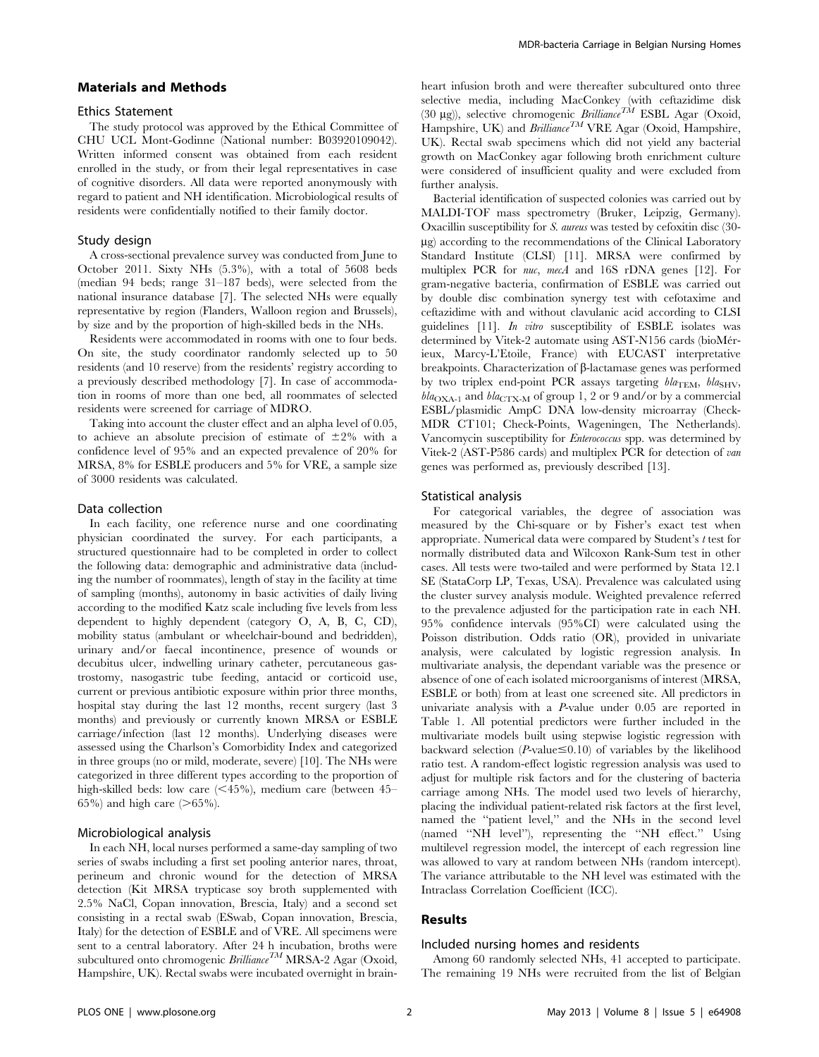## Materials and Methods

### Ethics Statement

The study protocol was approved by the Ethical Committee of CHU UCL Mont-Godinne (National number: B03920109042). Written informed consent was obtained from each resident enrolled in the study, or from their legal representatives in case of cognitive disorders. All data were reported anonymously with regard to patient and NH identification. Microbiological results of residents were confidentially notified to their family doctor.

### Study design

A cross-sectional prevalence survey was conducted from June to October 2011. Sixty NHs (5.3%), with a total of 5608 beds (median 94 beds; range 31–187 beds), were selected from the national insurance database [7]. The selected NHs were equally representative by region (Flanders, Walloon region and Brussels), by size and by the proportion of high-skilled beds in the NHs.

Residents were accommodated in rooms with one to four beds. On site, the study coordinator randomly selected up to 50 residents (and 10 reserve) from the residents' registry according to a previously described methodology [7]. In case of accommodation in rooms of more than one bed, all roommates of selected residents were screened for carriage of MDRO.

Taking into account the cluster effect and an alpha level of 0.05, to achieve an absolute precision of estimate of ±2% with a confidence level of 95% and an expected prevalence of 20% for MRSA, 8% for ESBLE producers and 5% for VRE, a sample size of 3000 residents was calculated.

### Data collection

In each facility, one reference nurse and one coordinating physician coordinated the survey. For each participants, a structured questionnaire had to be completed in order to collect the following data: demographic and administrative data (including the number of roommates), length of stay in the facility at time of sampling (months), autonomy in basic activities of daily living according to the modified Katz scale including five levels from less dependent to highly dependent (category O, A, B, C, CD), mobility status (ambulant or wheelchair-bound and bedridden), urinary and/or faecal incontinence, presence of wounds or decubitus ulcer, indwelling urinary catheter, percutaneous gastrostomy, nasogastric tube feeding, antacid or corticoid use, current or previous antibiotic exposure within prior three months, hospital stay during the last 12 months, recent surgery (last 3 months) and previously or currently known MRSA or ESBLE carriage/infection (last 12 months). Underlying diseases were assessed using the Charlson's Comorbidity Index and categorized in three groups (no or mild, moderate, severe) [10]. The NHs were categorized in three different types according to the proportion of high-skilled beds: low care (<45%), medium care (between 45–65%) and high care (>65%).

### Microbiological analysis

In each NH, local nurses performed a same-day sampling of two series of swabs including a first set pooling anterior nares, throat, perineum and chronic wound for the detection of MRSA detection (Kit MRSA trypticase soy broth supplemented with 2.5% NaCl, Copan innovation, Brescia, Italy) and a second set consisting in a rectal swab (ESwab, Copan innovation, Brescia, Italy) for the detection of ESBLE and of VRE. All specimens were sent to a central laboratory. After 24 h incubation, broths were subcultured onto chromogenic *Brilliance*$^{TM}$ MRSA-2 Agar (Oxoid, Hampshire, UK). Rectal swabs were incubated overnight in brain-heart infusion broth and were thereafter subcultured onto three selective media, including MacConkey (with ceftazidime disk (30 μg)), selective chromogenic *Brilliance*$^{TM}$ ESBL Agar (Oxoid, Hampshire, UK) and *Brilliance*$^{TM}$ VRE Agar (Oxoid, Hampshire, UK). Rectal swab specimens which did not yield any bacterial growth on MacConkey agar following broth enrichment culture were considered of insufficient quality and were excluded from further analysis.

Bacterial identification of suspected colonies was carried out by MALDI-TOF mass spectrometry (Bruker, Leipzig, Germany). Oxacillin susceptibility for *S. aureus* was tested by cefoxitin disc (30-μg) according to the recommendations of the Clinical Laboratory Standard Institute (CLSI) [11]. MRSA were confirmed by multiplex PCR for *nuc*, *mecA* and 16S rDNA genes [12]. For gram-negative bacteria, confirmation of ESBLE was carried out by double disc combination synergy test with cefotaxime and ceftazidime with and without clavulanic acid according to CLSI guidelines [11]. *In vitro* susceptibility of ESBLE isolates was determined by Vitek-2 automate using AST-N156 cards (bioMérieux, Marcy-L'Etoile, France) with EUCAST interpretative breakpoints. Characterization of β-lactamase genes was performed by two triplex end-point PCR assays targeting $bla_{TEM}$, $bla_{SHV}$, $bla_{OXA-1}$ and $bla_{CTX-M}$ of group 1, 2 or 9 and/or by a commercial ESBL/plasmidic AmpC DNA low-density microarray (Check-MDR CT101; Check-Points, Wageningen, The Netherlands). Vancomycin susceptibility for *Enterococcus* spp. was determined by Vitek-2 (AST-P586 cards) and multiplex PCR for detection of *van* genes was performed as, previously described [13].

### Statistical analysis

For categorical variables, the degree of association was measured by the Chi-square or by Fisher's exact test when appropriate. Numerical data were compared by Student's *t* test for normally distributed data and Wilcoxon Rank-Sum test in other cases. All tests were two-tailed and were performed by Stata 12.1 SE (StataCorp LP, Texas, USA). Prevalence was calculated using the cluster survey analysis module. Weighted prevalence referred to the prevalence adjusted for the participation rate in each NH. 95% confidence intervals (95%CI) were calculated using the Poisson distribution. Odds ratio (OR), provided in univariate analysis, were calculated by logistic regression analysis. In multivariate analysis, the dependant variable was the presence or absence of one of each isolated microorganisms of interest (MRSA, ESBLE or both) from at least one screened site. All predictors in univariate analysis with a *P*-value under 0.05 are reported in Table 1. All potential predictors were further included in the multivariate models built using stepwise logistic regression with backward selection (*P*-value≤0.10) of variables by the likelihood ratio test. A random-effect logistic regression analysis was used to adjust for multiple risk factors and for the clustering of bacteria carriage among NHs. The model used two levels of hierarchy, placing the individual patient-related risk factors at the first level, named the "patient level," and the NHs in the second level (named "NH level"), representing the "NH effect." Using multilevel regression model, the intercept of each regression line was allowed to vary at random between NHs (random intercept). The variance attributable to the NH level was estimated with the Intraclass Correlation Coefficient (ICC).

## Results

### Included nursing homes and residents

Among 60 randomly selected NHs, 41 accepted to participate. The remaining 19 NHs were recruited from the list of Belgian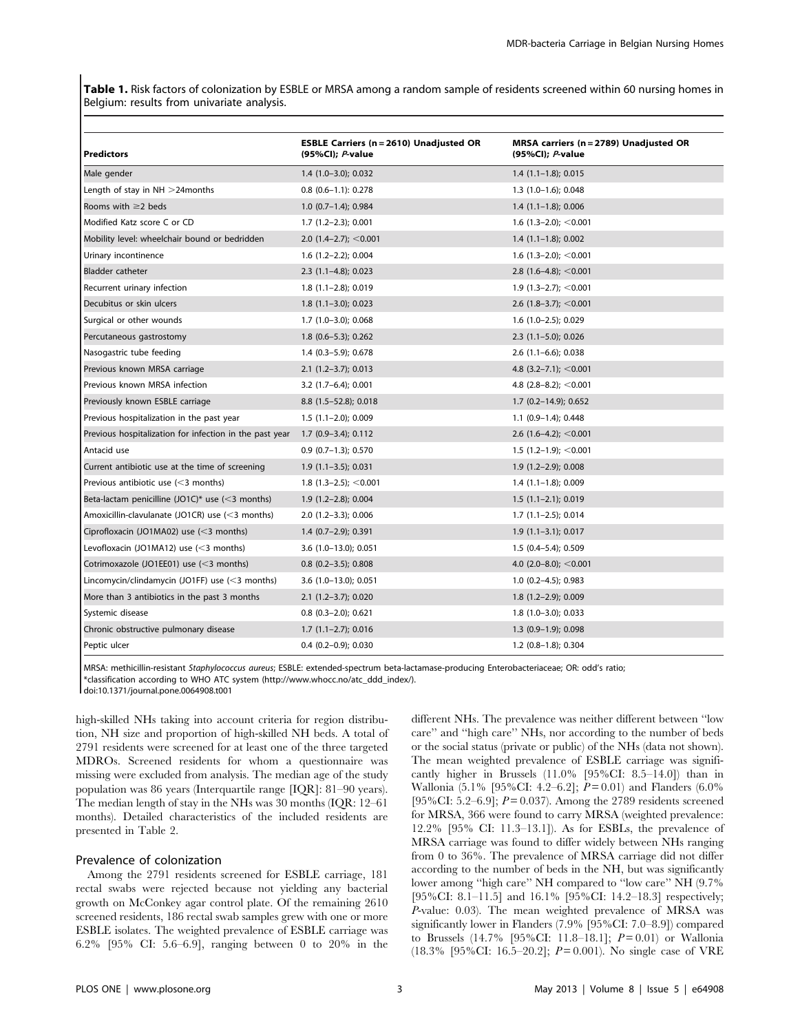**Table 1.** Risk factors of colonization by ESBLE or MRSA among a random sample of residents screened within 60 nursing homes in Belgium: results from univariate analysis.

| Predictors | ESBLE Carriers (n = 2610) Unadjusted OR (95%CI); *P*-value | MRSA carriers (n = 2789) Unadjusted OR (95%CI); *P*-value |
|---|---|---|
| Male gender | 1.4 (1.0–3.0); 0.032 | 1.4 (1.1–1.8); 0.015 |
| Length of stay in NH >24months | 0.8 (0.6–1.1): 0.278 | 1.3 (1.0–1.6); 0.048 |
| Rooms with ≥2 beds | 1.0 (0.7–1.4); 0.984 | 1.4 (1.1–1.8); 0.006 |
| Modified Katz score C or CD | 1.7 (1.2–2.3); 0.001 | 1.6 (1.3–2.0); <0.001 |
| Mobility level: wheelchair bound or bedridden | 2.0 (1.4–2.7); <0.001 | 1.4 (1.1–1.8); 0.002 |
| Urinary incontinence | 1.6 (1.2–2.2); 0.004 | 1.6 (1.3–2.0); <0.001 |
| Bladder catheter | 2.3 (1.1–4.8); 0.023 | 2.8 (1.6–4.8); <0.001 |
| Recurrent urinary infection | 1.8 (1.1–2.8); 0.019 | 1.9 (1.3–2.7); <0.001 |
| Decubitus or skin ulcers | 1.8 (1.1–3.0); 0.023 | 2.6 (1.8–3.7); <0.001 |
| Surgical or other wounds | 1.7 (1.0–3.0); 0.068 | 1.6 (1.0–2.5); 0.029 |
| Percutaneous gastrostomy | 1.8 (0.6–5.3); 0.262 | 2.3 (1.1–5.0); 0.026 |
| Nasogastric tube feeding | 1.4 (0.3–5.9); 0.678 | 2.6 (1.1–6.6); 0.038 |
| Previous known MRSA carriage | 2.1 (1.2–3.7); 0.013 | 4.8 (3.2–7.1); <0.001 |
| Previous known MRSA infection | 3.2 (1.7–6.4); 0.001 | 4.8 (2.8–8.2); <0.001 |
| Previously known ESBLE carriage | 8.8 (1.5–52.8); 0.018 | 1.7 (0.2–14.9); 0.652 |
| Previous hospitalization in the past year | 1.5 (1.1–2.0); 0.009 | 1.1 (0.9–1.4); 0.448 |
| Previous hospitalization for infection in the past year | 1.7 (0.9–3.4); 0.112 | 2.6 (1.6–4.2); <0.001 |
| Antacid use | 0.9 (0.7–1.3); 0.570 | 1.5 (1.2–1.9); <0.001 |
| Current antibiotic use at the time of screening | 1.9 (1.1–3.5); 0.031 | 1.9 (1.2–2.9); 0.008 |
| Previous antibiotic use (<3 months) | 1.8 (1.3–2.5); <0.001 | 1.4 (1.1–1.8); 0.009 |
| Beta-lactam penicilline (JO1C)* use (<3 months) | 1.9 (1.2–2.8); 0.004 | 1.5 (1.1–2.1); 0.019 |
| Amoxicillin-clavulanate (JO1CR) use (<3 months) | 2.0 (1.2–3.3); 0.006 | 1.7 (1.1–2.5); 0.014 |
| Ciprofloxacin (JO1MA02) use (<3 months) | 1.4 (0.7–2.9); 0.391 | 1.9 (1.1–3.1); 0.017 |
| Levofloxacin (JO1MA12) use (<3 months) | 3.6 (1.0–13.0); 0.051 | 1.5 (0.4–5.4); 0.509 |
| Cotrimoxazole (JO1EE01) use (<3 months) | 0.8 (0.2–3.5); 0.808 | 4.0 (2.0–8.0); <0.001 |
| Lincomycin/clindamycin (JO1FF) use (<3 months) | 3.6 (1.0–13.0); 0.051 | 1.0 (0.2–4.5); 0.983 |
| More than 3 antibiotics in the past 3 months | 2.1 (1.2–3.7); 0.020 | 1.8 (1.2–2.9); 0.009 |
| Systemic disease | 0.8 (0.3–2.0); 0.621 | 1.8 (1.0–3.0); 0.033 |
| Chronic obstructive pulmonary disease | 1.7 (1.1–2.7); 0.016 | 1.3 (0.9–1.9); 0.098 |
| Peptic ulcer | 0.4 (0.2–0.9); 0.030 | 1.2 (0.8–1.8); 0.304 |

MRSA: methicillin-resistant *Staphylococcus aureus*; ESBLE: extended-spectrum beta-lactamase-producing Enterobacteriaceae; OR: odd's ratio;
*classification according to WHO ATC system (http://www.whocc.no/atc_ddd_index/).
doi:10.1371/journal.pone.0064908.t001

high-skilled NHs taking into account criteria for region distribution, NH size and proportion of high-skilled NH beds. A total of 2791 residents were screened for at least one of the three targeted MDROs. Screened residents for whom a questionnaire was missing were excluded from analysis. The median age of the study population was 86 years (Interquartile range [IQR]: 81–90 years). The median length of stay in the NHs was 30 months (IQR: 12–61 months). Detailed characteristics of the included residents are presented in Table 2.

## Prevalence of colonization

Among the 2791 residents screened for ESBLE carriage, 181 rectal swabs were rejected because not yielding any bacterial growth on McConkey agar control plate. Of the remaining 2610 screened residents, 186 rectal swab samples grew with one or more ESBLE isolates. The weighted prevalence of ESBLE carriage was 6.2% [95% CI: 5.6–6.9], ranging between 0 to 20% in the different NHs. The prevalence was neither different between "low care" and "high care" NHs, nor according to the number of beds or the social status (private or public) of the NHs (data not shown). The mean weighted prevalence of ESBLE carriage was significantly higher in Brussels (11.0% [95%CI: 8.5–14.0]) than in Wallonia (5.1% [95%CI: 4.2–6.2]; $P = 0.01$) and Flanders (6.0% [95%CI: 5.2–6.9]; $P = 0.037$). Among the 2789 residents screened for MRSA, 366 were found to carry MRSA (weighted prevalence: 12.2% [95% CI: 11.3–13.1]). As for ESBLs, the prevalence of MRSA carriage was found to differ widely between NHs ranging from 0 to 36%. The prevalence of MRSA carriage did not differ according to the number of beds in the NH, but was significantly lower among "high care" NH compared to "low care" NH (9.7% [95%CI: 8.1–11.5] and 16.1% [95%CI: 14.2–18.3] respectively; *P*-value: 0.03). The mean weighted prevalence of MRSA was significantly lower in Flanders (7.9% [95%CI: 7.0–8.9]) compared to Brussels (14.7% [95%CI: 11.8–18.1]; $P = 0.01$) or Wallonia (18.3% [95%CI: 16.5–20.2]; $P = 0.001$). No single case of VRE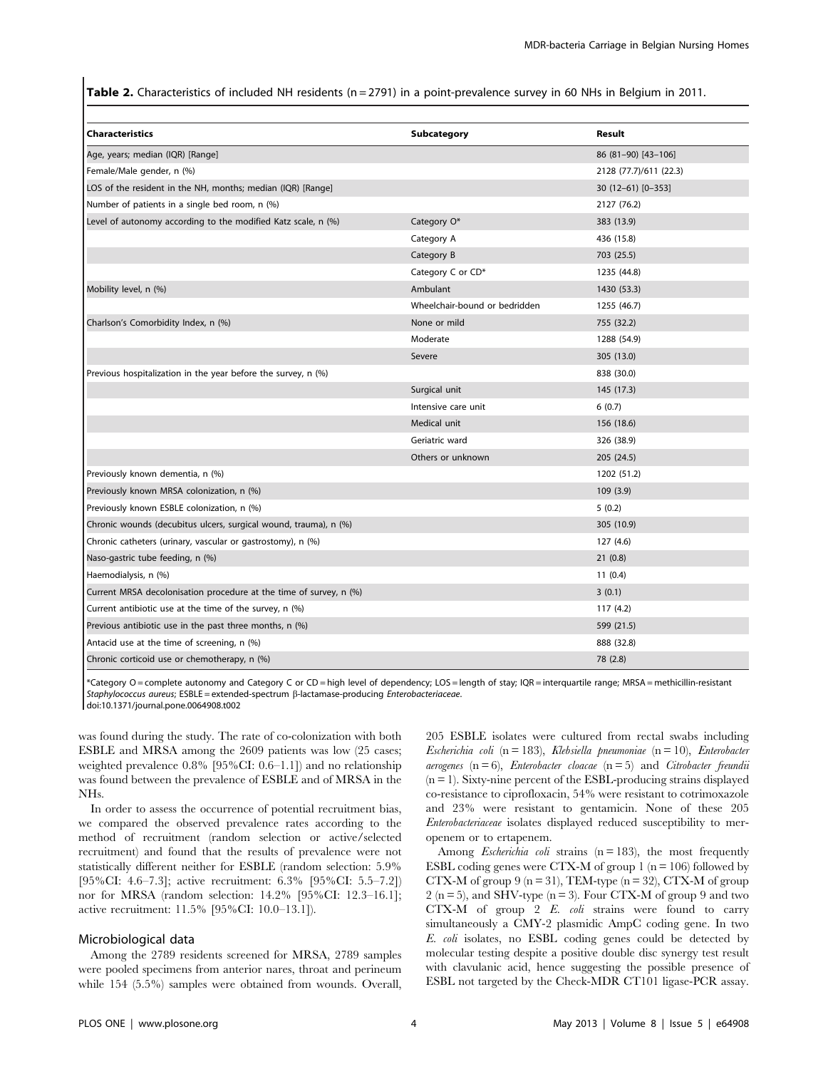**Table 2.** Characteristics of included NH residents (n = 2791) in a point-prevalence survey in 60 NHs in Belgium in 2011.

| Characteristics | Subcategory | Result |
|---|---|---|
| Age, years; median (IQR) [Range] | | 86 (81–90) [43–106] |
| Female/Male gender, n (%) | | 2128 (77.7)/611 (22.3) |
| LOS of the resident in the NH, months; median (IQR) [Range] | | 30 (12–61) [0–353] |
| Number of patients in a single bed room, n (%) | | 2127 (76.2) |
| Level of autonomy according to the modified Katz scale, n (%) | Category O* | 383 (13.9) |
| | Category A | 436 (15.8) |
| | Category B | 703 (25.5) |
| | Category C or CD* | 1235 (44.8) |
| Mobility level, n (%) | Ambulant | 1430 (53.3) |
| | Wheelchair-bound or bedridden | 1255 (46.7) |
| Charlson's Comorbidity Index, n (%) | None or mild | 755 (32.2) |
| | Moderate | 1288 (54.9) |
| | Severe | 305 (13.0) |
| Previous hospitalization in the year before the survey, n (%) | | 838 (30.0) |
| | Surgical unit | 145 (17.3) |
| | Intensive care unit | 6 (0.7) |
| | Medical unit | 156 (18.6) |
| | Geriatric ward | 326 (38.9) |
| | Others or unknown | 205 (24.5) |
| Previously known dementia, n (%) | | 1202 (51.2) |
| Previously known MRSA colonization, n (%) | | 109 (3.9) |
| Previously known ESBLE colonization, n (%) | | 5 (0.2) |
| Chronic wounds (decubitus ulcers, surgical wound, trauma), n (%) | | 305 (10.9) |
| Chronic catheters (urinary, vascular or gastrostomy), n (%) | | 127 (4.6) |
| Naso-gastric tube feeding, n (%) | | 21 (0.8) |
| Haemodialysis, n (%) | | 11 (0.4) |
| Current MRSA decolonisation procedure at the time of survey, n (%) | | 3 (0.1) |
| Current antibiotic use at the time of the survey, n (%) | | 117 (4.2) |
| Previous antibiotic use in the past three months, n (%) | | 599 (21.5) |
| Antacid use at the time of screening, n (%) | | 888 (32.8) |
| Chronic corticoid use or chemotherapy, n (%) | | 78 (2.8) |

*Category O = complete autonomy and Category C or CD = high level of dependency; LOS = length of stay; IQR = interquartile range; MRSA = methicillin-resistant *Staphylococcus aureus*; ESBLE = extended-spectrum β-lactamase-producing *Enterobacteriaceae*.
doi:10.1371/journal.pone.0064908.t002

was found during the study. The rate of co-colonization with both ESBLE and MRSA among the 2609 patients was low (25 cases; weighted prevalence 0.8% [95%CI: 0.6–1.1]) and no relationship was found between the prevalence of ESBLE and of MRSA in the NHs.

In order to assess the occurrence of potential recruitment bias, we compared the observed prevalence rates according to the method of recruitment (random selection or active/selected recruitment) and found that the results of prevalence were not statistically different neither for ESBLE (random selection: 5.9% [95%CI: 4.6–7.3]; active recruitment: 6.3% [95%CI: 5.5–7.2]) nor for MRSA (random selection: 14.2% [95%CI: 12.3–16.1]; active recruitment: 11.5% [95%CI: 10.0–13.1]).

## Microbiological data

Among the 2789 residents screened for MRSA, 2789 samples were pooled specimens from anterior nares, throat and perineum while 154 (5.5%) samples were obtained from wounds. Overall, 205 ESBLE isolates were cultured from rectal swabs including *Escherichia coli* (n = 183), *Klebsiella pneumoniae* (n = 10), *Enterobacter aerogenes* (n = 6), *Enterobacter cloacae* (n = 5) and *Citrobacter freundii* (n = 1). Sixty-nine percent of the ESBL-producing strains displayed co-resistance to ciprofloxacin, 54% were resistant to cotrimoxazole and 23% were resistant to gentamicin. None of these 205 *Enterobacteriaceae* isolates displayed reduced susceptibility to meropenem or to ertapenem.

Among *Escherichia coli* strains (n = 183), the most frequently ESBL coding genes were CTX-M of group 1 (n = 106) followed by CTX-M of group 9 (n = 31), TEM-type (n = 32), CTX-M of group 2 (n = 5), and SHV-type (n = 3). Four CTX-M of group 9 and two CTX-M of group 2 *E. coli* strains were found to carry simultaneously a CMY-2 plasmidic AmpC coding gene. In two *E. coli* isolates, no ESBL coding genes could be detected by molecular testing despite a positive double disc synergy test result with clavulanic acid, hence suggesting the possible presence of ESBL not targeted by the Check-MDR CT101 ligase-PCR assay.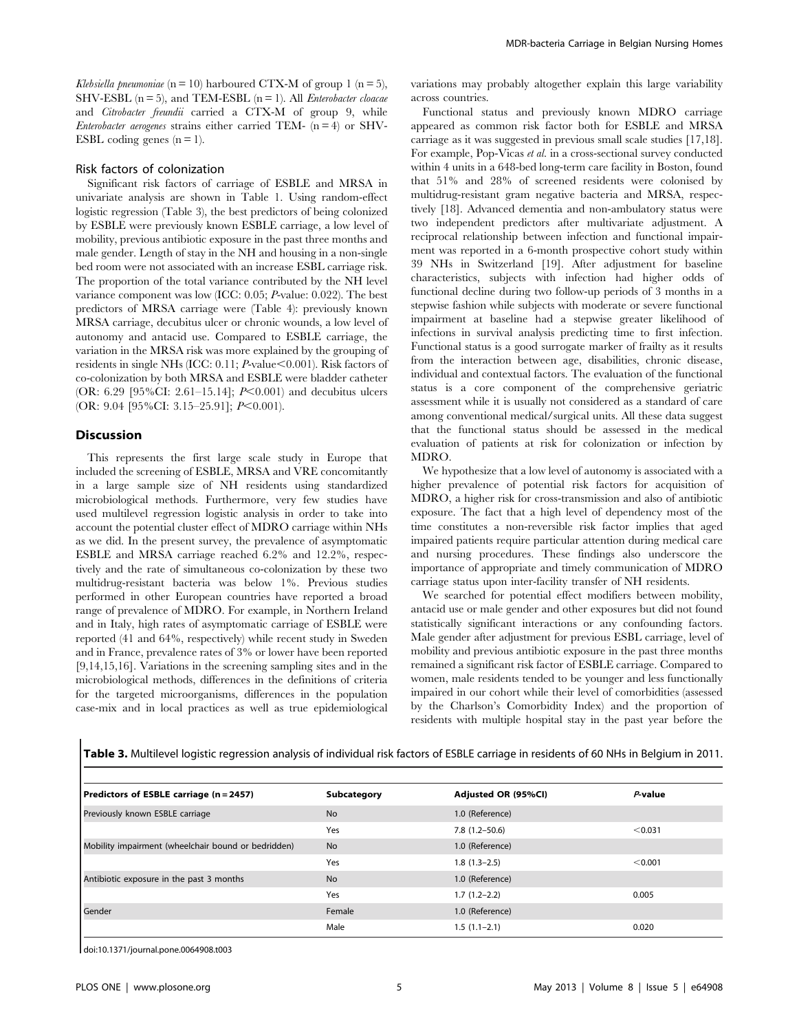*Klebsiella pneumoniae* (n = 10) harboured CTX-M of group 1 (n = 5), SHV-ESBL (n = 5), and TEM-ESBL (n = 1). All *Enterobacter cloacae* and *Citrobacter freundii* carried a CTX-M of group 9, while *Enterobacter aerogenes* strains either carried TEM- (n = 4) or SHV-ESBL coding genes (n = 1).

### Risk factors of colonization

Significant risk factors of carriage of ESBLE and MRSA in univariate analysis are shown in Table 1. Using random-effect logistic regression (Table 3), the best predictors of being colonized by ESBLE were previously known ESBLE carriage, a low level of mobility, previous antibiotic exposure in the past three months and male gender. Length of stay in the NH and housing in a non-single bed room were not associated with an increase ESBL carriage risk. The proportion of the total variance contributed by the NH level variance component was low (ICC: 0.05; *P*-value: 0.022). The best predictors of MRSA carriage were (Table 4): previously known MRSA carriage, decubitus ulcer or chronic wounds, a low level of autonomy and antacid use. Compared to ESBLE carriage, the variation in the MRSA risk was more explained by the grouping of residents in single NHs (ICC: 0.11; *P*-value<0.001). Risk factors of co-colonization by both MRSA and ESBLE were bladder catheter (OR: 6.29 [95%CI: 2.61–15.14]; *P*<0.001) and decubitus ulcers (OR: 9.04 [95%CI: 3.15–25.91]; *P*<0.001).

## Discussion

This represents the first large scale study in Europe that included the screening of ESBLE, MRSA and VRE concomitantly in a large sample size of NH residents using standardized microbiological methods. Furthermore, very few studies have used multilevel regression logistic analysis in order to take into account the potential cluster effect of MDRO carriage within NHs as we did. In the present survey, the prevalence of asymptomatic ESBLE and MRSA carriage reached 6.2% and 12.2%, respectively and the rate of simultaneous co-colonization by these two multidrug-resistant bacteria was below 1%. Previous studies performed in other European countries have reported a broad range of prevalence of MDRO. For example, in Northern Ireland and in Italy, high rates of asymptomatic carriage of ESBLE were reported (41 and 64%, respectively) while recent study in Sweden and in France, prevalence rates of 3% or lower have been reported [9,14,15,16]. Variations in the screening sampling sites and in the microbiological methods, differences in the definitions of criteria for the targeted microorganisms, differences in the population case-mix and in local practices as well as true epidemiological variations may probably altogether explain this large variability across countries.

Functional status and previously known MDRO carriage appeared as common risk factor both for ESBLE and MRSA carriage as it was suggested in previous small scale studies [17,18]. For example, Pop-Vicas *et al.* in a cross-sectional survey conducted within 4 units in a 648-bed long-term care facility in Boston, found that 51% and 28% of screened residents were colonised by multidrug-resistant gram negative bacteria and MRSA, respectively [18]. Advanced dementia and non-ambulatory status were two independent predictors after multivariate adjustment. A reciprocal relationship between infection and functional impairment was reported in a 6-month prospective cohort study within 39 NHs in Switzerland [19]. After adjustment for baseline characteristics, subjects with infection had higher odds of functional decline during two follow-up periods of 3 months in a stepwise fashion while subjects with moderate or severe functional impairment at baseline had a stepwise greater likelihood of infections in survival analysis predicting time to first infection. Functional status is a good surrogate marker of frailty as it results from the interaction between age, disabilities, chronic disease, individual and contextual factors. The evaluation of the functional status is a core component of the comprehensive geriatric assessment while it is usually not considered as a standard of care among conventional medical/surgical units. All these data suggest that the functional status should be assessed in the medical evaluation of patients at risk for colonization or infection by MDRO.

We hypothesize that a low level of autonomy is associated with a higher prevalence of potential risk factors for acquisition of MDRO, a higher risk for cross-transmission and also of antibiotic exposure. The fact that a high level of dependency most of the time constitutes a non-reversible risk factor implies that aged impaired patients require particular attention during medical care and nursing procedures. These findings also underscore the importance of appropriate and timely communication of MDRO carriage status upon inter-facility transfer of NH residents.

We searched for potential effect modifiers between mobility, antacid use or male gender and other exposures but did not found statistically significant interactions or any confounding factors. Male gender after adjustment for previous ESBL carriage, level of mobility and previous antibiotic exposure in the past three months remained a significant risk factor of ESBLE carriage. Compared to women, male residents tended to be younger and less functionally impaired in our cohort while their level of comorbidities (assessed by the Charlson's Comorbidity Index) and the proportion of residents with multiple hospital stay in the past year before the

**Table 3.** Multilevel logistic regression analysis of individual risk factors of ESBLE carriage in residents of 60 NHs in Belgium in 2011.

| Predictors of ESBLE carriage (n = 2457) | Subcategory | Adjusted OR (95%CI) | *P*-value |
|---|---|---|---|
| Previously known ESBLE carriage | No | 1.0 (Reference) | |
| | Yes | 7.8 (1.2–50.6) | <0.031 |
| Mobility impairment (wheelchair bound or bedridden) | No | 1.0 (Reference) | |
| | Yes | 1.8 (1.3–2.5) | <0.001 |
| Antibiotic exposure in the past 3 months | No | 1.0 (Reference) | |
| | Yes | 1.7 (1.2–2.2) | 0.005 |
| Gender | Female | 1.0 (Reference) | |
| | Male | 1.5 (1.1–2.1) | 0.020 |

doi:10.1371/journal.pone.0064908.t003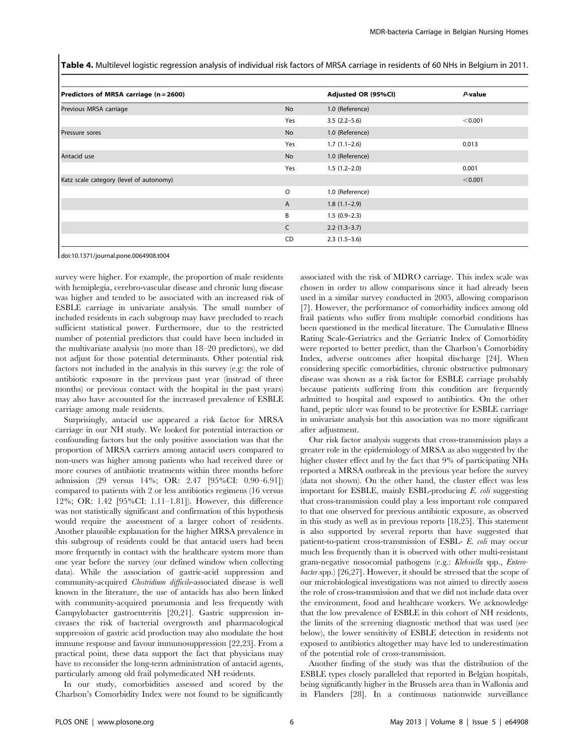**Table 4.** Multilevel logistic regression analysis of individual risk factors of MRSA carriage in residents of 60 NHs in Belgium in 2011.

| Predictors of MRSA carriage (n = 2600) | | Adjusted OR (95%CI) | *P*-value |
|---|---|---|---|
| Previous MRSA carriage | No | 1.0 (Reference) | |
| | Yes | 3.5 (2.2–5.6) | <0.001 |
| Pressure sores | No | 1.0 (Reference) | |
| | Yes | 1.7 (1.1–2.6) | 0.013 |
| Antacid use | No | 1.0 (Reference) | |
| | Yes | 1.5 (1.2–2.0) | 0.001 |
| Katz scale category (level of autonomy) | | | <0.001 |
| | O | 1.0 (Reference) | |
| | A | 1.8 (1.1–2.9) | |
| | B | 1.5 (0.9–2.3) | |
| | C | 2.2 (1.3–3.7) | |
| | CD | 2.3 (1.5–3.6) | |

doi:10.1371/journal.pone.0064908.t004

survey were higher. For example, the proportion of male residents with hemiplegia, cerebro-vascular disease and chronic lung disease was higher and tended to be associated with an increased risk of ESBLE carriage in univariate analysis. The small number of included residents in each subgroup may have precluded to reach sufficient statistical power. Furthermore, due to the restricted number of potential predictors that could have been included in the multivariate analysis (no more than 18–20 predictors), we did not adjust for those potential determinants. Other potential risk factors not included in the analysis in this survey (e.g: the role of antibiotic exposure in the previous past year (instead of three months) or previous contact with the hospital in the past years) may also have accounted for the increased prevalence of ESBLE carriage among male residents.

Surprisingly, antacid use appeared a risk factor for MRSA carriage in our NH study. We looked for potential interaction or confounding factors but the only positive association was that the proportion of MRSA carriers among antacid users compared to non-users was higher among patients who had received three or more courses of antibiotic treatments within three months before admission (29 versus 14%; OR: 2.47 [95%CI: 0.90–6.91]) compared to patients with 2 or less antibiotics regimens (16 versus 12%; OR: 1.42 [95%CI: 1.11–1.81]). However, this difference was not statistically significant and confirmation of this hypothesis would require the assessment of a larger cohort of residents. Another plausible explanation for the higher MRSA prevalence in this subgroup of residents could be that antacid users had been more frequently in contact with the healthcare system more than one year before the survey (our defined window when collecting data). While the association of gastric-acid suppression and community-acquired *Clostridium difficile*-associated disease is well known in the literature, the use of antacids has also been linked with community-acquired pneumonia and less frequently with Campylobacter gastroenteritis [20,21]. Gastric suppression increases the risk of bacterial overgrowth and pharmacological suppression of gastric acid production may also modulate the host immune response and favour immunosuppression [22,23]. From a practical point, these data support the fact that physicians may have to reconsider the long-term administration of antacid agents, particularly among old frail polymedicated NH residents.

In our study, comorbidities assessed and scored by the Charlson's Comorbidity Index were not found to be significantly associated with the risk of MDRO carriage. This index scale was chosen in order to allow comparisons since it had already been used in a similar survey conducted in 2005, allowing comparison [7]. However, the performance of comorbidity indices among old frail patients who suffer from multiple comorbid conditions has been questioned in the medical literature. The Cumulative Illness Rating Scale-Geriatrics and the Geriatric Index of Comorbidity were reported to better predict, than the Charlson's Comorbidity Index, adverse outcomes after hospital discharge [24]. When considering specific comorbidities, chronic obstructive pulmonary disease was shown as a risk factor for ESBLE carriage probably because patients suffering from this condition are frequently admitted to hospital and exposed to antibiotics. On the other hand, peptic ulcer was found to be protective for ESBLE carriage in univariate analysis but this association was no more significant after adjustment.

Our risk factor analysis suggests that cross-transmission plays a greater role in the epidemiology of MRSA as also suggested by the higher cluster effect and by the fact that 9% of participating NHs reported a MRSA outbreak in the previous year before the survey (data not shown). On the other hand, the cluster effect was less important for ESBLE, mainly ESBL-producing *E. coli* suggesting that cross-transmission could play a less important role compared to that one observed for previous antibiotic exposure, as observed in this study as well as in previous reports [18,25]. This statement is also supported by several reports that have suggested that patient-to-patient cross-transmission of ESBL- *E. coli* may occur much less frequently than it is observed with other multi-resistant gram-negative nosocomial pathogens (e.g.: *Klebsiella* spp., *Enterobacter* spp.) [26,27]. However, it should be stressed that the scope of our microbiological investigations was not aimed to directly assess the role of cross-transmission and that we did not include data over the environment, food and healthcare workers. We acknowledge that the low prevalence of ESBLE in this cohort of NH residents, the limits of the screening diagnostic method that was used (see below), the lower sensitivity of ESBLE detection in residents not exposed to antibiotics altogether may have led to underestimation of the potential role of cross-transmission.

Another finding of the study was that the distribution of the ESBLE types closely paralleled that reported in Belgian hospitals, being significantly higher in the Brussels area than in Wallonia and in Flanders [28]. In a continuous nationwide surveillance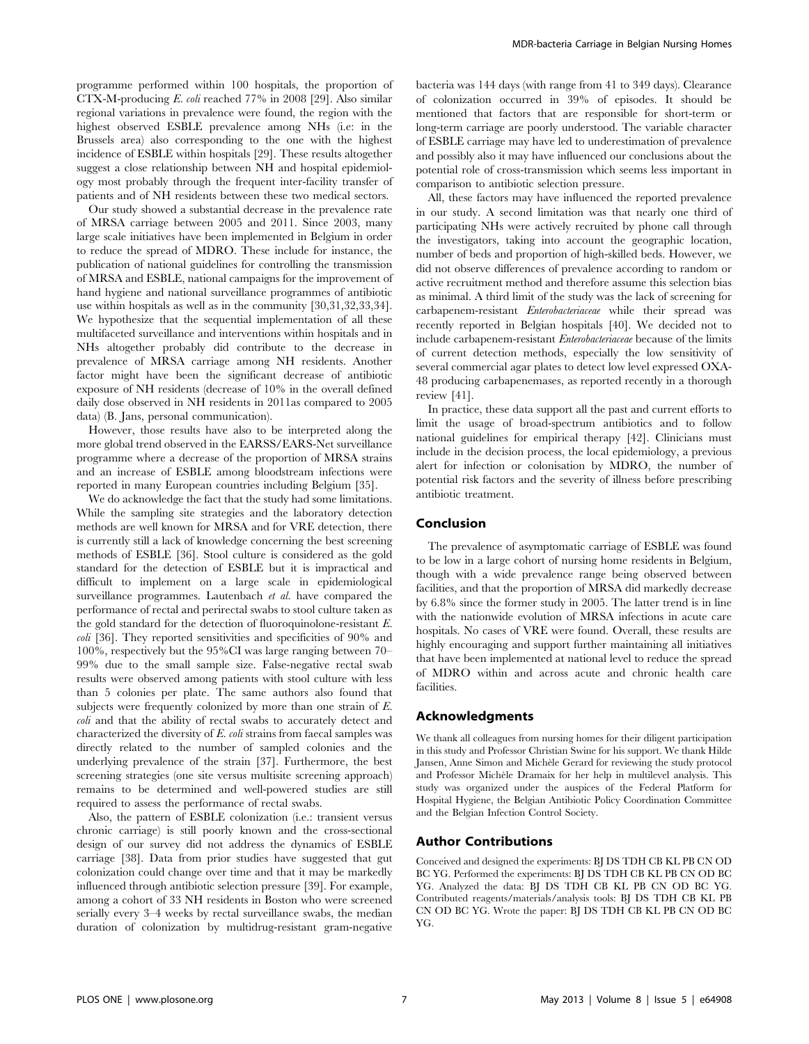programme performed within 100 hospitals, the proportion of CTX-M-producing *E. coli* reached 77% in 2008 [29]. Also similar regional variations in prevalence were found, the region with the highest observed ESBLE prevalence among NHs (i.e: in the Brussels area) also corresponding to the one with the highest incidence of ESBLE within hospitals [29]. These results altogether suggest a close relationship between NH and hospital epidemiology most probably through the frequent inter-facility transfer of patients and of NH residents between these two medical sectors.

Our study showed a substantial decrease in the prevalence rate of MRSA carriage between 2005 and 2011. Since 2003, many large scale initiatives have been implemented in Belgium in order to reduce the spread of MDRO. These include for instance, the publication of national guidelines for controlling the transmission of MRSA and ESBLE, national campaigns for the improvement of hand hygiene and national surveillance programmes of antibiotic use within hospitals as well as in the community [30,31,32,33,34]. We hypothesize that the sequential implementation of all these multifaceted surveillance and interventions within hospitals and in NHs altogether probably did contribute to the decrease in prevalence of MRSA carriage among NH residents. Another factor might have been the significant decrease of antibiotic exposure of NH residents (decrease of 10% in the overall defined daily dose observed in NH residents in 2011as compared to 2005 data) (B. Jans, personal communication).

However, those results have also to be interpreted along the more global trend observed in the EARSS/EARS-Net surveillance programme where a decrease of the proportion of MRSA strains and an increase of ESBLE among bloodstream infections were reported in many European countries including Belgium [35].

We do acknowledge the fact that the study had some limitations. While the sampling site strategies and the laboratory detection methods are well known for MRSA and for VRE detection, there is currently still a lack of knowledge concerning the best screening methods of ESBLE [36]. Stool culture is considered as the gold standard for the detection of ESBLE but it is impractical and difficult to implement on a large scale in epidemiological surveillance programmes. Lautenbach *et al.* have compared the performance of rectal and perirectal swabs to stool culture taken as the gold standard for the detection of fluoroquinolone-resistant *E. coli* [36]. They reported sensitivities and specificities of 90% and 100%, respectively but the 95%CI was large ranging between 70–99% due to the small sample size. False-negative rectal swab results were observed among patients with stool culture with less than 5 colonies per plate. The same authors also found that subjects were frequently colonized by more than one strain of *E. coli* and that the ability of rectal swabs to accurately detect and characterized the diversity of *E. coli* strains from faecal samples was directly related to the number of sampled colonies and the underlying prevalence of the strain [37]. Furthermore, the best screening strategies (one site versus multisite screening approach) remains to be determined and well-powered studies are still required to assess the performance of rectal swabs.

Also, the pattern of ESBLE colonization (i.e.: transient versus chronic carriage) is still poorly known and the cross-sectional design of our survey did not address the dynamics of ESBLE carriage [38]. Data from prior studies have suggested that gut colonization could change over time and that it may be markedly influenced through antibiotic selection pressure [39]. For example, among a cohort of 33 NH residents in Boston who were screened serially every 3–4 weeks by rectal surveillance swabs, the median duration of colonization by multidrug-resistant gram-negative bacteria was 144 days (with range from 41 to 349 days). Clearance of colonization occurred in 39% of episodes. It should be mentioned that factors that are responsible for short-term or long-term carriage are poorly understood. The variable character of ESBLE carriage may have led to underestimation of prevalence and possibly also it may have influenced our conclusions about the potential role of cross-transmission which seems less important in comparison to antibiotic selection pressure.

All, these factors may have influenced the reported prevalence in our study. A second limitation was that nearly one third of participating NHs were actively recruited by phone call through the investigators, taking into account the geographic location, number of beds and proportion of high-skilled beds. However, we did not observe differences of prevalence according to random or active recruitment method and therefore assume this selection bias as minimal. A third limit of the study was the lack of screening for carbapenem-resistant *Enterobacteriaceae* while their spread was recently reported in Belgian hospitals [40]. We decided not to include carbapenem-resistant *Enterobacteriaceae* because of the limits of current detection methods, especially the low sensitivity of several commercial agar plates to detect low level expressed OXA-48 producing carbapenemases, as reported recently in a thorough review [41].

In practice, these data support all the past and current efforts to limit the usage of broad-spectrum antibiotics and to follow national guidelines for empirical therapy [42]. Clinicians must include in the decision process, the local epidemiology, a previous alert for infection or colonisation by MDRO, the number of potential risk factors and the severity of illness before prescribing antibiotic treatment.

## Conclusion

The prevalence of asymptomatic carriage of ESBLE was found to be low in a large cohort of nursing home residents in Belgium, though with a wide prevalence range being observed between facilities, and that the proportion of MRSA did markedly decrease by 6.8% since the former study in 2005. The latter trend is in line with the nationwide evolution of MRSA infections in acute care hospitals. No cases of VRE were found. Overall, these results are highly encouraging and support further maintaining all initiatives that have been implemented at national level to reduce the spread of MDRO within and across acute and chronic health care facilities.

## Acknowledgments

We thank all colleagues from nursing homes for their diligent participation in this study and Professor Christian Swine for his support. We thank Hilde Jansen, Anne Simon and Michèle Gerard for reviewing the study protocol and Professor Michèle Dramaix for her help in multilevel analysis. This study was organized under the auspices of the Federal Platform for Hospital Hygiene, the Belgian Antibiotic Policy Coordination Committee and the Belgian Infection Control Society.

## Author Contributions

Conceived and designed the experiments: BJ DS TDH CB KL PB CN OD BC YG. Performed the experiments: BJ DS TDH CB KL PB CN OD BC YG. Analyzed the data: BJ DS TDH CB KL PB CN OD BC YG. Contributed reagents/materials/analysis tools: BJ DS TDH CB KL PB CN OD BC YG. Wrote the paper: BJ DS TDH CB KL PB CN OD BC YG.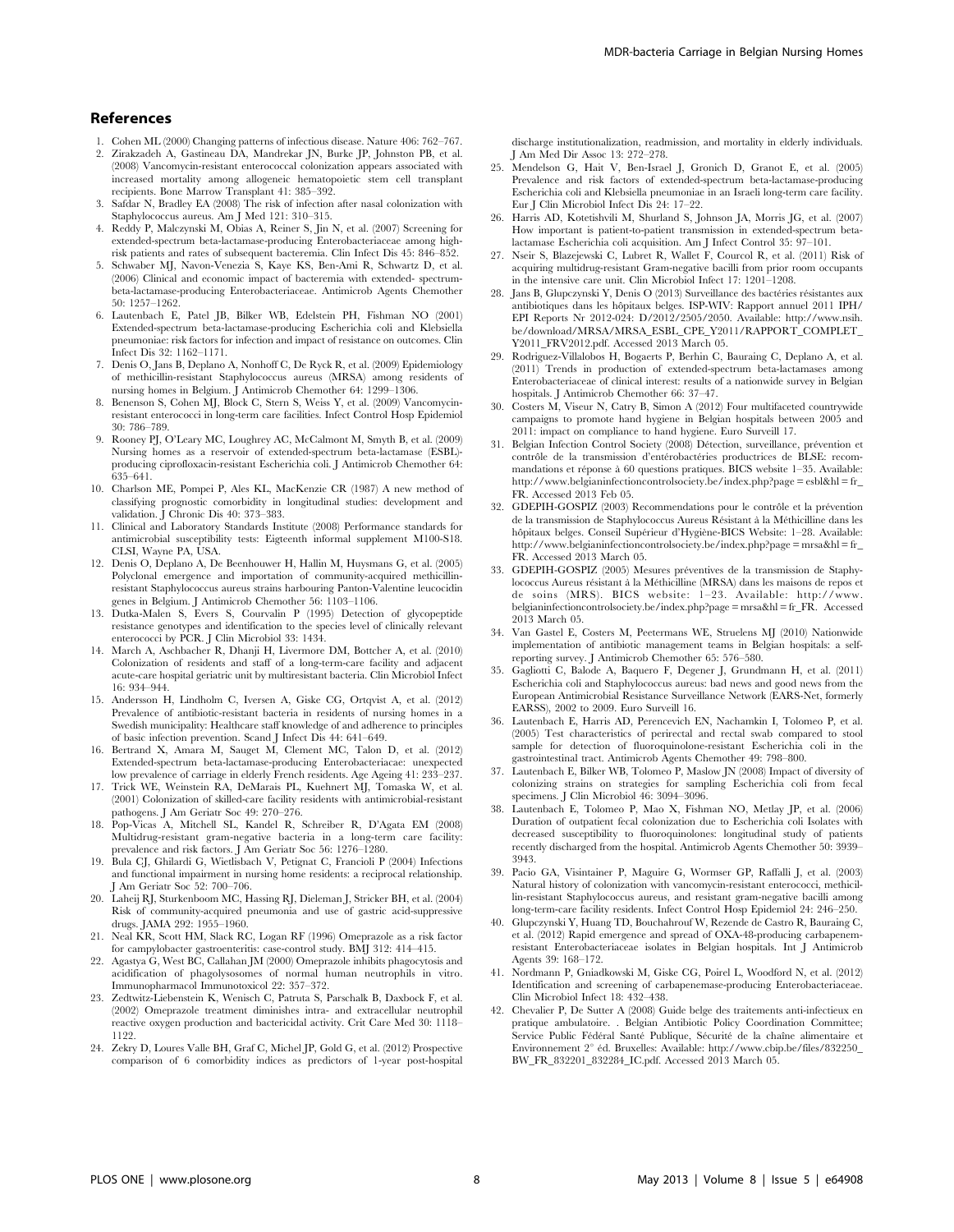## References

1. Cohen ML (2000) Changing patterns of infectious disease. Nature 406: 762–767.
2. Zirakzadeh A, Gastineau DA, Mandrekar JN, Burke JP, Johnston PB, et al. (2008) Vancomycin-resistant enterococcal colonization appears associated with increased mortality among allogeneic hematopoietic stem cell transplant recipients. Bone Marrow Transplant 41: 385–392.
3. Safdar N, Bradley EA (2008) The risk of infection after nasal colonization with Staphylococcus aureus. Am J Med 121: 310–315.
4. Reddy P, Malczynski M, Obias A, Reiner S, Jin N, et al. (2007) Screening for extended-spectrum beta-lactamase-producing Enterobacteriaceae among high-risk patients and rates of subsequent bacteremia. Clin Infect Dis 45: 846–852.
5. Schwaber MJ, Navon-Venezia S, Kaye KS, Ben-Ami R, Schwartz D, et al. (2006) Clinical and economic impact of bacteremia with extended- spectrum-beta-lactamase-producing Enterobacteriaceae. Antimicrob Agents Chemother 50: 1257–1262.
6. Lautenbach E, Patel JB, Bilker WB, Edelstein PH, Fishman NO (2001) Extended-spectrum beta-lactamase-producing Escherichia coli and Klebsiella pneumoniae: risk factors for infection and impact of resistance on outcomes. Clin Infect Dis 32: 1162–1171.
7. Denis O, Jans B, Deplano A, Nonhoff C, De Ryck R, et al. (2009) Epidemiology of methicillin-resistant Staphylococcus aureus (MRSA) among residents of nursing homes in Belgium. J Antimicrob Chemother 64: 1299–1306.
8. Benenson S, Cohen MJ, Block C, Stern S, Weiss Y, et al. (2009) Vancomycin-resistant enterococci in long-term care facilities. Infect Control Hosp Epidemiol 30: 786–789.
9. Rooney PJ, O'Leary MC, Loughrey AC, McCalmont M, Smyth B, et al. (2009) Nursing homes as a reservoir of extended-spectrum beta-lactamase (ESBL)-producing ciprofloxacin-resistant Escherichia coli. J Antimicrob Chemother 64: 635–641.
10. Charlson ME, Pompei P, Ales KL, MacKenzie CR (1987) A new method of classifying prognostic comorbidity in longitudinal studies: development and validation. J Chronic Dis 40: 373–383.
11. Clinical and Laboratory Standards Institute (2008) Performance standards for antimicrobial susceptibility tests: Eigteenth informal supplement M100-S18. CLSI, Wayne PA, USA.
12. Denis O, Deplano A, De Beenhouwer H, Hallin M, Huysmans G, et al. (2005) Polyclonal emergence and importation of community-acquired methicillin-resistant Staphylococcus aureus strains harbouring Panton-Valentine leucocidin genes in Belgium. J Antimicrob Chemother 56: 1103–1106.
13. Dutka-Malen S, Evers S, Courvalin P (1995) Detection of glycopeptide resistance genotypes and identification to the species level of clinically relevant enterococci by PCR. J Clin Microbiol 33: 1434.
14. March A, Aschbacher R, Dhanji H, Livermore DM, Bottcher A, et al. (2010) Colonization of residents and staff of a long-term-care facility and adjacent acute-care hospital geriatric unit by multiresistant bacteria. Clin Microbiol Infect 16: 934–944.
15. Andersson H, Lindholm C, Iversen A, Giske CG, Ortqvist A, et al. (2012) Prevalence of antibiotic-resistant bacteria in residents of nursing homes in a Swedish municipality: Healthcare staff knowledge of and adherence to principles of basic infection prevention. Scand J Infect Dis 44: 641–649.
16. Bertrand X, Amara M, Sauget M, Clement MC, Talon D, et al. (2012) Extended-spectrum beta-lactamase-producing Enterobacteriaceae: unexpected low prevalence of carriage in elderly French residents. Age Ageing 41: 233–237.
17. Trick WE, Weinstein RA, DeMarais PL, Kuehnert MJ, Tomaska W, et al. (2001) Colonization of skilled-care facility residents with antimicrobial-resistant pathogens. J Am Geriatr Soc 49: 270–276.
18. Pop-Vicas A, Mitchell SL, Kandel R, Schreiber R, D'Agata EM (2008) Multidrug-resistant gram-negative bacteria in a long-term care facility: prevalence and risk factors. J Am Geriatr Soc 56: 1276–1280.
19. Bula CJ, Ghilardi G, Wietlisbach V, Petignat C, Francioli P (2004) Infections and functional impairment in nursing home residents: a reciprocal relationship. J Am Geriatr Soc 52: 700–706.
20. Laheij RJ, Sturkenboom MC, Hassing RJ, Dieleman J, Stricker BH, et al. (2004) Risk of community-acquired pneumonia and use of gastric acid-suppressive drugs. JAMA 292: 1955–1960.
21. Neal KR, Scott HM, Slack RC, Logan RF (1996) Omeprazole as a risk factor for campylobacter gastroenteritis: case-control study. BMJ 312: 414–415.
22. Agastya G, West BC, Callahan JM (2000) Omeprazole inhibits phagocytosis and acidification of phagolysosomes of normal human neutrophils in vitro. Immunopharmacol Immunotoxicol 22: 357–372.
23. Zedtwitz-Liebenstein K, Wenisch C, Patruta S, Parschalk B, Daxbock F, et al. (2002) Omeprazole treatment diminishes intra- and extracellular neutrophil reactive oxygen production and bactericidal activity. Crit Care Med 30: 1118–1122.
24. Zekry D, Loures Valle BH, Graf C, Michel JP, Gold G, et al. (2012) Prospective comparison of 6 comorbidity indices as predictors of 1-year post-hospital discharge institutionalization, readmission, and mortality in elderly individuals. J Am Med Dir Assoc 13: 272–278.
25. Mendelson G, Hait V, Ben-Israel J, Gronich D, Granot E, et al. (2005) Prevalence and risk factors of extended-spectrum beta-lactamase-producing Escherichia coli and Klebsiella pneumoniae in an Israeli long-term care facility. Eur J Clin Microbiol Infect Dis 24: 17–22.
26. Harris AD, Kotetishvili M, Shurland S, Johnson JA, Morris JG, et al. (2007) How important is patient-to-patient transmission in extended-spectrum beta-lactamase Escherichia coli acquisition. Am J Infect Control 35: 97–101.
27. Nseir S, Blazejewski C, Lubret R, Wallet F, Courcol R, et al. (2011) Risk of acquiring multidrug-resistant Gram-negative bacilli from prior room occupants in the intensive care unit. Clin Microbiol Infect 17: 1201–1208.
28. Jans B, Glupczynski Y, Denis O (2013) Surveillance des bactéries résistantes aux antibiotiques dans les hôpitaux belges. ISP-WIV: Rapport annuel 2011 IPH/EPI Reports Nr 2012-024: D/2012/2505/2050. Available: http://www.nsih.be/download/MRSA/MRSA_ESBL_CPE_Y2011/RAPPORT_COMPLET_Y2011_FRV2012.pdf. Accessed 2013 March 05.
29. Rodriguez-Villalobos H, Bogaerts P, Berhin C, Bauraing C, Deplano A, et al. (2011) Trends in production of extended-spectrum beta-lactamases among Enterobacteriaceae of clinical interest: results of a nationwide survey in Belgian hospitals. J Antimicrob Chemother 66: 37–47.
30. Costers M, Viseur N, Catry B, Simon A (2012) Four multifaceted countrywide campaigns to promote hand hygiene in Belgian hospitals between 2005 and 2011: impact on compliance to hand hygiene. Euro Surveill 17.
31. Belgian Infection Control Society (2008) Détection, surveillance, prévention et contrôle de la transmission d'entérobactéries productrices de BLSE: recommandations et réponse à 60 questions pratiques. BICS website 1–35. Available: http://www.belgianinfectioncontrolsociety.be/index.php?page = esbl&hl = fr_FR. Accessed 2013 Feb 05.
32. GDEPIH-GOSPIZ (2003) Recommendations pour le contrôle et la prévention de la transmission de Staphylococcus Aureus Résistant à la Méthicilline dans les hôpitaux belges. Conseil Supérieur d'Hygiène-BICS Website: 1–28. Available: http://www.belgianinfectioncontrolsociety.be/index.php?page = mrsa&hl = fr_FR. Accessed 2013 March 05.
33. GDEPIH-GOSPIZ (2005) Mesures préventives de la transmission de Staphylococcus Aureus résistant à la Méthicilline (MRSA) dans les maisons de repos et de soins (MRS). BICS website: 1–23. Available: http://www.belgianinfectioncontrolsociety.be/index.php?page = mrsa&hl = fr_FR. Accessed 2013 March 05.
34. Van Gastel E, Costers M, Peetermans WE, Struelens MJ (2010) Nationwide implementation of antibiotic management teams in Belgian hospitals: a self-reporting survey. J Antimicrob Chemother 65: 576–580.
35. Gagliotti C, Balode A, Baquero F, Degener J, Grundmann H, et al. (2011) Escherichia coli and Staphylococcus aureus: bad news and good news from the European Antimicrobial Resistance Surveillance Network (EARS-Net, formerly EARSS), 2002 to 2009. Euro Surveill 16.
36. Lautenbach E, Harris AD, Perencevich EN, Nachamkin I, Tolomeo P, et al. (2005) Test characteristics of perirectal and rectal swab compared to stool sample for detection of fluoroquinolone-resistant Escherichia coli in the gastrointestinal tract. Antimicrob Agents Chemother 49: 798–800.
37. Lautenbach E, Bilker WB, Tolomeo P, Maslow JN (2008) Impact of diversity of colonizing strains on strategies for sampling Escherichia coli from fecal specimens. J Clin Microbiol 46: 3094–3096.
38. Lautenbach E, Tolomeo P, Mao X, Fishman NO, Metlay JP, et al. (2006) Duration of outpatient fecal colonization due to Escherichia coli Isolates with decreased susceptibility to fluoroquinolones: longitudinal study of patients recently discharged from the hospital. Antimicrob Agents Chemother 50: 3939–3943.
39. Pacio GA, Visintainer P, Maguire G, Wormser GP, Raffalli J, et al. (2003) Natural history of colonization with vancomycin-resistant enterococci, methicillin-resistant Staphylococcus aureus, and resistant gram-negative bacilli among long-term-care facility residents. Infect Control Hosp Epidemiol 24: 246–250.
40. Glupczynski Y, Huang TD, Bouchahrouf W, Rezende de Castro R, Bauraing C, et al. (2012) Rapid emergence and spread of OXA-48-producing carbapenem-resistant Enterobacteriaceae isolates in Belgian hospitals. Int J Antimicrob Agents 39: 168–172.
41. Nordmann P, Gniadkowski M, Giske CG, Poirel L, Woodford N, et al. (2012) Identification and screening of carbapenemase-producing Enterobacteriaceae. Clin Microbiol Infect 18: 432–438.
42. Chevalier P, De Sutter A (2008) Guide belge des traitements anti-infectieux en pratique ambulatoire. . Belgian Antibiotic Policy Coordination Committee; Service Public Fédéral Santé Publique, Sécurité de la chaîne alimentaire et Environnement 2° éd. Bruxelles: Available: http://www.cbip.be/files/832250_BW_FR_832201_832284_IC.pdf. Accessed 2013 March 05.